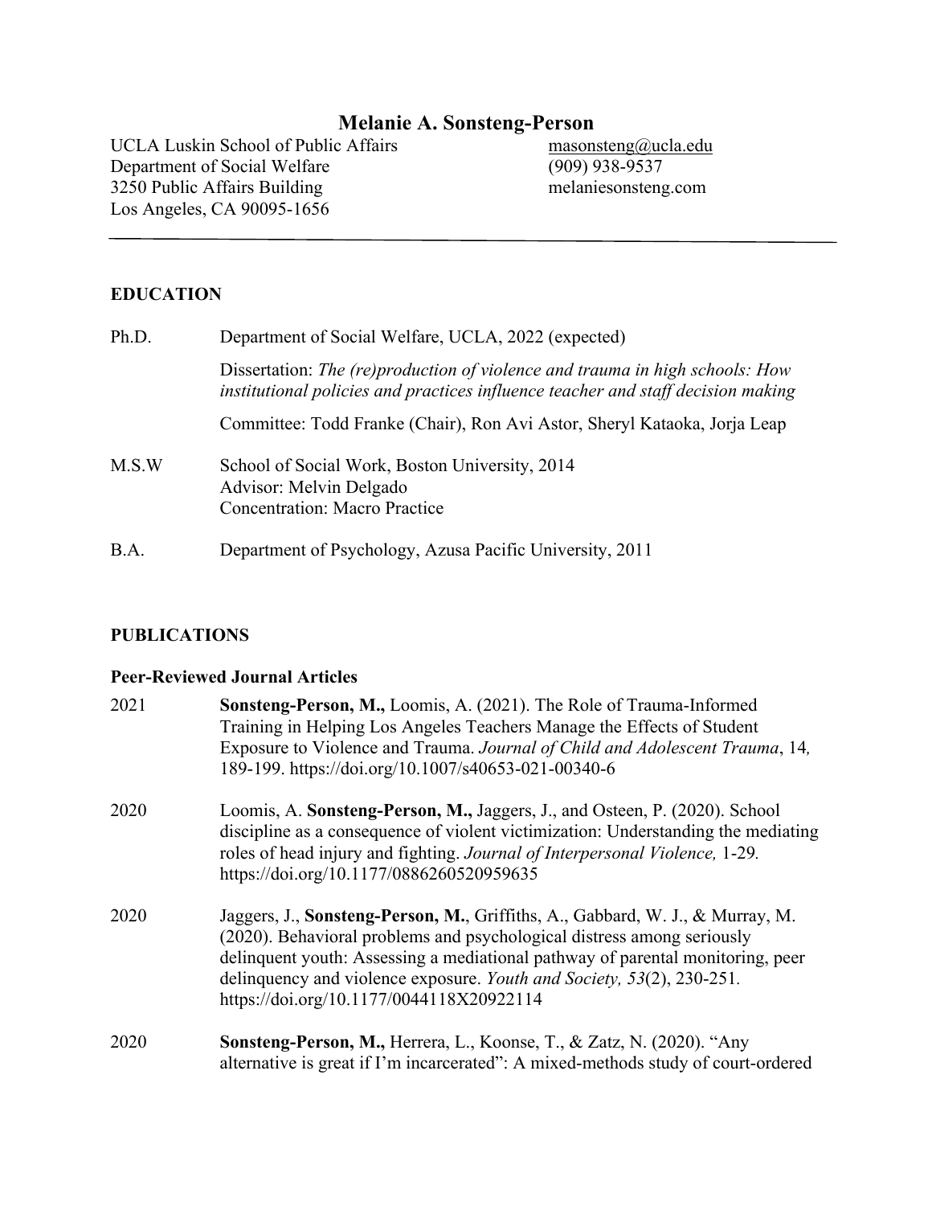# Melanie A. Sonsteng-Person

UCLA Luskin School of Public Affairs
Department of Social Welfare
3250 Public Affairs Building
Los Angeles, CA 90095-1656

masonsteng@ucla.edu
(909) 938-9537
melaniesonsteng.com

---

## EDUCATION

**Ph.D.** Department of Social Welfare, UCLA, 2022 (expected)

Dissertation: *The (re)production of violence and trauma in high schools: How institutional policies and practices influence teacher and staff decision making*

Committee: Todd Franke (Chair), Ron Avi Astor, Sheryl Kataoka, Jorja Leap

**M.S.W** School of Social Work, Boston University, 2014
Advisor: Melvin Delgado
Concentration: Macro Practice

**B.A.** Department of Psychology, Azusa Pacific University, 2011

## PUBLICATIONS

### Peer-Reviewed Journal Articles

2021 **Sonsteng-Person, M.,** Loomis, A. (2021). The Role of Trauma-Informed Training in Helping Los Angeles Teachers Manage the Effects of Student Exposure to Violence and Trauma. *Journal of Child and Adolescent Trauma*, 14*,* 189-199. https://doi.org/10.1007/s40653-021-00340-6

2020 Loomis, A. **Sonsteng-Person, M.,** Jaggers, J., and Osteen, P. (2020). School discipline as a consequence of violent victimization: Understanding the mediating roles of head injury and fighting. *Journal of Interpersonal Violence,* 1-29*.* https://doi.org/10.1177/0886260520959635

2020 Jaggers, J., **Sonsteng-Person, M.**, Griffiths, A., Gabbard, W. J., & Murray, M. (2020). Behavioral problems and psychological distress among seriously delinquent youth: Assessing a mediational pathway of parental monitoring, peer delinquency and violence exposure. *Youth and Society, 53*(2), 230-251. https://doi.org/10.1177/0044118X20922114

2020 **Sonsteng-Person, M.,** Herrera, L., Koonse, T., & Zatz, N. (2020). "Any alternative is great if I'm incarcerated": A mixed-methods study of court-ordered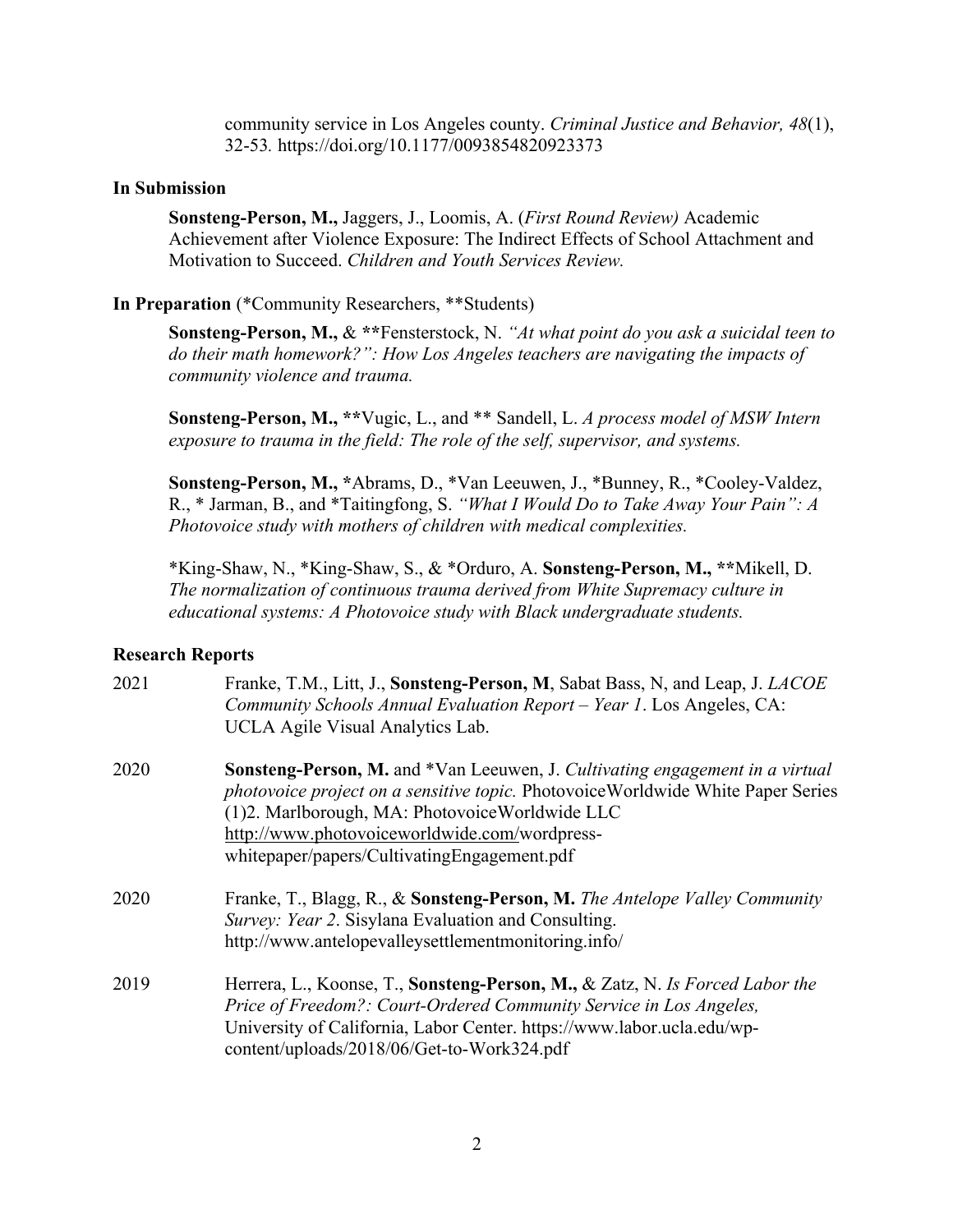community service in Los Angeles county. *Criminal Justice and Behavior, 48*(1), 32-53. https://doi.org/10.1177/0093854820923373

### In Submission

**Sonsteng-Person, M.,** Jaggers, J., Loomis, A. (*First Round Review)* Academic Achievement after Violence Exposure: The Indirect Effects of School Attachment and Motivation to Succeed. *Children and Youth Services Review.*

### In Preparation (*Community Researchers, **Students)

**Sonsteng-Person, M.,** & **Fensterstock, N. *"At what point do you ask a suicidal teen to do their math homework?": How Los Angeles teachers are navigating the impacts of community violence and trauma.*

**Sonsteng-Person, M.,** **Vugic, L., and ** Sandell, L. *A process model of MSW Intern exposure to trauma in the field: The role of the self, supervisor, and systems.*

**Sonsteng-Person, M.,** *Abrams, D., *Van Leeuwen, J., *Bunney, R., *Cooley-Valdez, R., * Jarman, B., and *Taitingfong, S. *"What I Would Do to Take Away Your Pain": A Photovoice study with mothers of children with medical complexities.*

*King-Shaw, N., *King-Shaw, S., & *Orduro, A. **Sonsteng-Person, M.,** **Mikell, D. *The normalization of continuous trauma derived from White Supremacy culture in educational systems: A Photovoice study with Black undergraduate students.*

### Research Reports

2021 Franke, T.M., Litt, J., **Sonsteng-Person, M**, Sabat Bass, N, and Leap, J. *LACOE Community Schools Annual Evaluation Report – Year 1*. Los Angeles, CA: UCLA Agile Visual Analytics Lab.

2020 **Sonsteng-Person, M.** and *Van Leeuwen, J. *Cultivating engagement in a virtual photovoice project on a sensitive topic.* PhotovoiceWorldwide White Paper Series (1)2. Marlborough, MA: PhotovoiceWorldwide LLC http://www.photovoiceworldwide.com/wordpress-whitepaper/papers/CultivatingEngagement.pdf

2020 Franke, T., Blagg, R., & **Sonsteng-Person, M.** *The Antelope Valley Community Survey: Year 2*. Sisylana Evaluation and Consulting. http://www.antelopevalleysettlementmonitoring.info/

2019 Herrera, L., Koonse, T., **Sonsteng-Person, M.,** & Zatz, N. *Is Forced Labor the Price of Freedom?: Court-Ordered Community Service in Los Angeles,* University of California, Labor Center. https://www.labor.ucla.edu/wp-content/uploads/2018/06/Get-to-Work324.pdf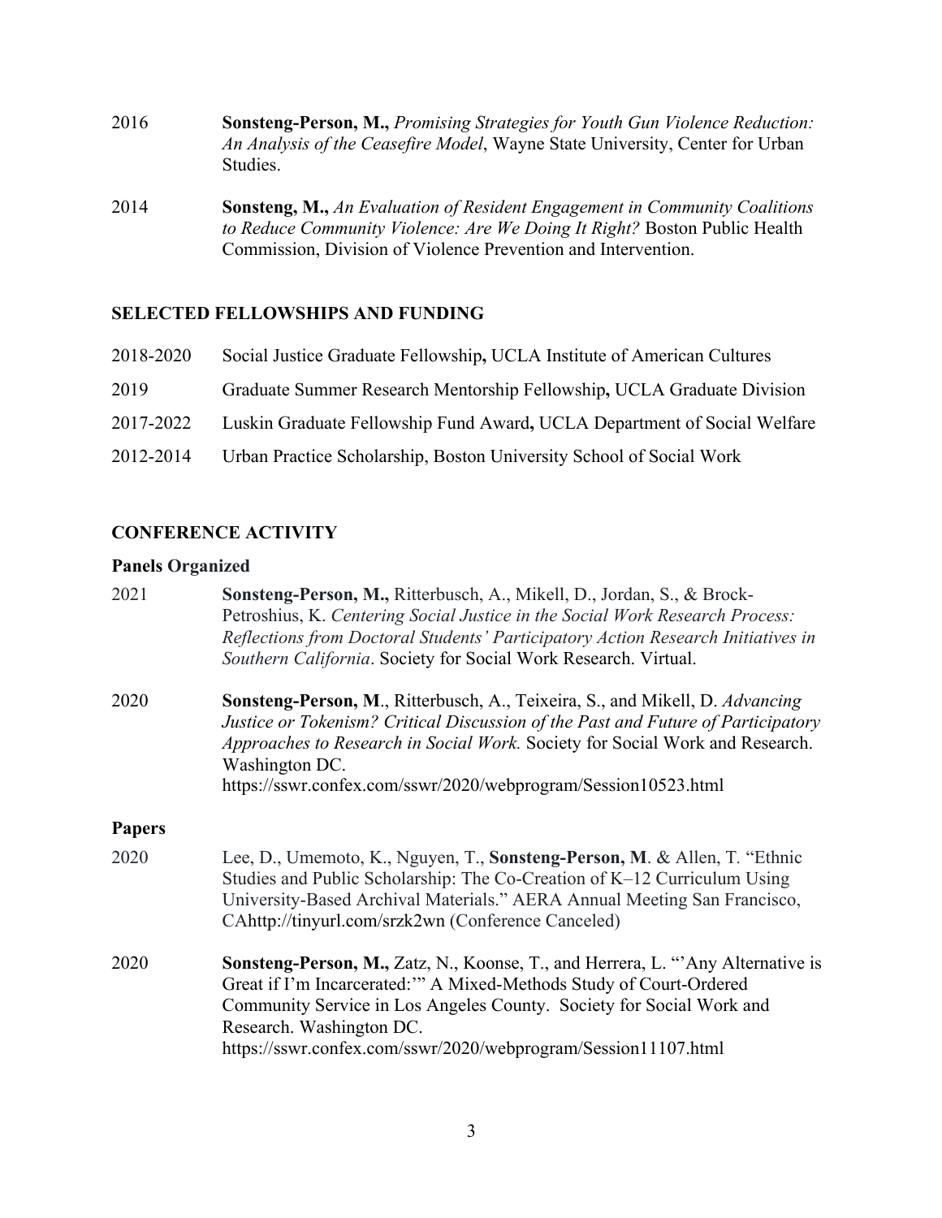2016 **Sonsteng-Person, M.,** *Promising Strategies for Youth Gun Violence Reduction: An Analysis of the Ceasefire Model*, Wayne State University, Center for Urban Studies.

2014 **Sonsteng, M.,** *An Evaluation of Resident Engagement in Community Coalitions to Reduce Community Violence: Are We Doing It Right?* Boston Public Health Commission, Division of Violence Prevention and Intervention.

## SELECTED FELLOWSHIPS AND FUNDING

2018-2020 Social Justice Graduate Fellowship**,** UCLA Institute of American Cultures

2019 Graduate Summer Research Mentorship Fellowship**,** UCLA Graduate Division

2017-2022 Luskin Graduate Fellowship Fund Award**,** UCLA Department of Social Welfare

2012-2014 Urban Practice Scholarship, Boston University School of Social Work

## CONFERENCE ACTIVITY

### Panels Organized

2021 **Sonsteng-Person, M.,** Ritterbusch, A., Mikell, D., Jordan, S., & Brock-Petroshius, K. *Centering Social Justice in the Social Work Research Process: Reflections from Doctoral Students' Participatory Action Research Initiatives in Southern California*. Society for Social Work Research. Virtual.

2020 **Sonsteng-Person, M**., Ritterbusch, A., Teixeira, S., and Mikell, D. *Advancing Justice or Tokenism? Critical Discussion of the Past and Future of Participatory Approaches to Research in Social Work.* Society for Social Work and Research. Washington DC. https://sswr.confex.com/sswr/2020/webprogram/Session10523.html

### Papers

2020 Lee, D., Umemoto, K., Nguyen, T., **Sonsteng-Person, M**. & Allen, T. "Ethnic Studies and Public Scholarship: The Co-Creation of K–12 Curriculum Using University-Based Archival Materials." AERA Annual Meeting San Francisco, CAhttp://tinyurl.com/srzk2wn (Conference Canceled)

2020 **Sonsteng-Person, M.,** Zatz, N., Koonse, T., and Herrera, L. "'Any Alternative is Great if I'm Incarcerated:'" A Mixed-Methods Study of Court-Ordered Community Service in Los Angeles County. Society for Social Work and Research. Washington DC. https://sswr.confex.com/sswr/2020/webprogram/Session11107.html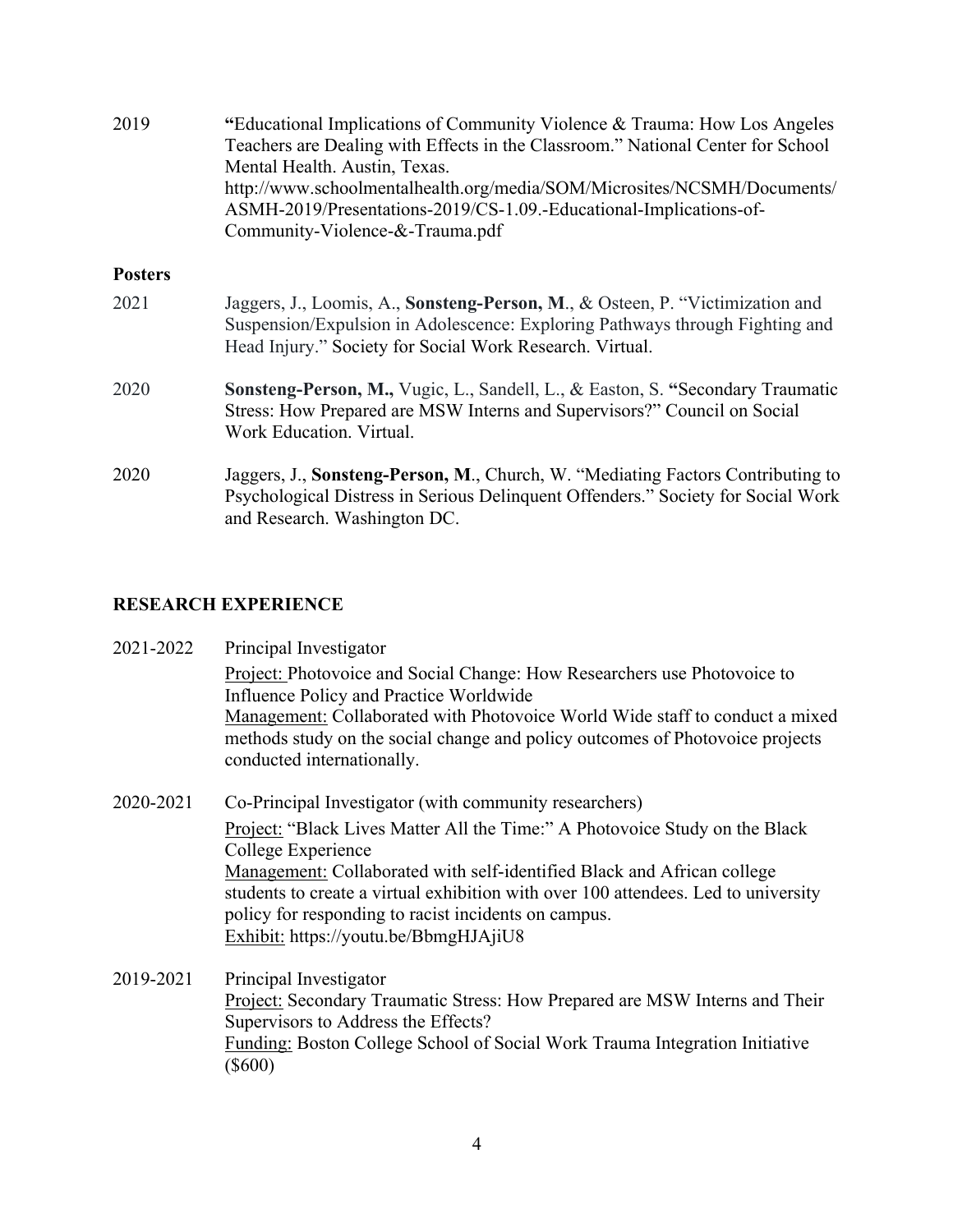2019 **"**Educational Implications of Community Violence & Trauma: How Los Angeles Teachers are Dealing with Effects in the Classroom." National Center for School Mental Health. Austin, Texas. http://www.schoolmentalhealth.org/media/SOM/Microsites/NCSMH/Documents/ASMH-2019/Presentations-2019/CS-1.09.-Educational-Implications-of-Community-Violence-&-Trauma.pdf

### Posters

2021 Jaggers, J., Loomis, A., **Sonsteng-Person, M**., & Osteen, P. "Victimization and Suspension/Expulsion in Adolescence: Exploring Pathways through Fighting and Head Injury." Society for Social Work Research. Virtual.

2020 **Sonsteng-Person, M.,** Vugic, L., Sandell, L., & Easton, S. **"**Secondary Traumatic Stress: How Prepared are MSW Interns and Supervisors?" Council on Social Work Education. Virtual.

2020 Jaggers, J., **Sonsteng-Person, M**., Church, W. "Mediating Factors Contributing to Psychological Distress in Serious Delinquent Offenders." Society for Social Work and Research. Washington DC.

## RESEARCH EXPERIENCE

2021-2022 Principal Investigator
Project: Photovoice and Social Change: How Researchers use Photovoice to Influence Policy and Practice Worldwide
Management: Collaborated with Photovoice World Wide staff to conduct a mixed methods study on the social change and policy outcomes of Photovoice projects conducted internationally.

2020-2021 Co-Principal Investigator (with community researchers)
Project: "Black Lives Matter All the Time:" A Photovoice Study on the Black College Experience
Management: Collaborated with self-identified Black and African college students to create a virtual exhibition with over 100 attendees. Led to university policy for responding to racist incidents on campus.
Exhibit: https://youtu.be/BbmgHJAjiU8

2019-2021 Principal Investigator
Project: Secondary Traumatic Stress: How Prepared are MSW Interns and Their Supervisors to Address the Effects?
Funding: Boston College School of Social Work Trauma Integration Initiative ($600)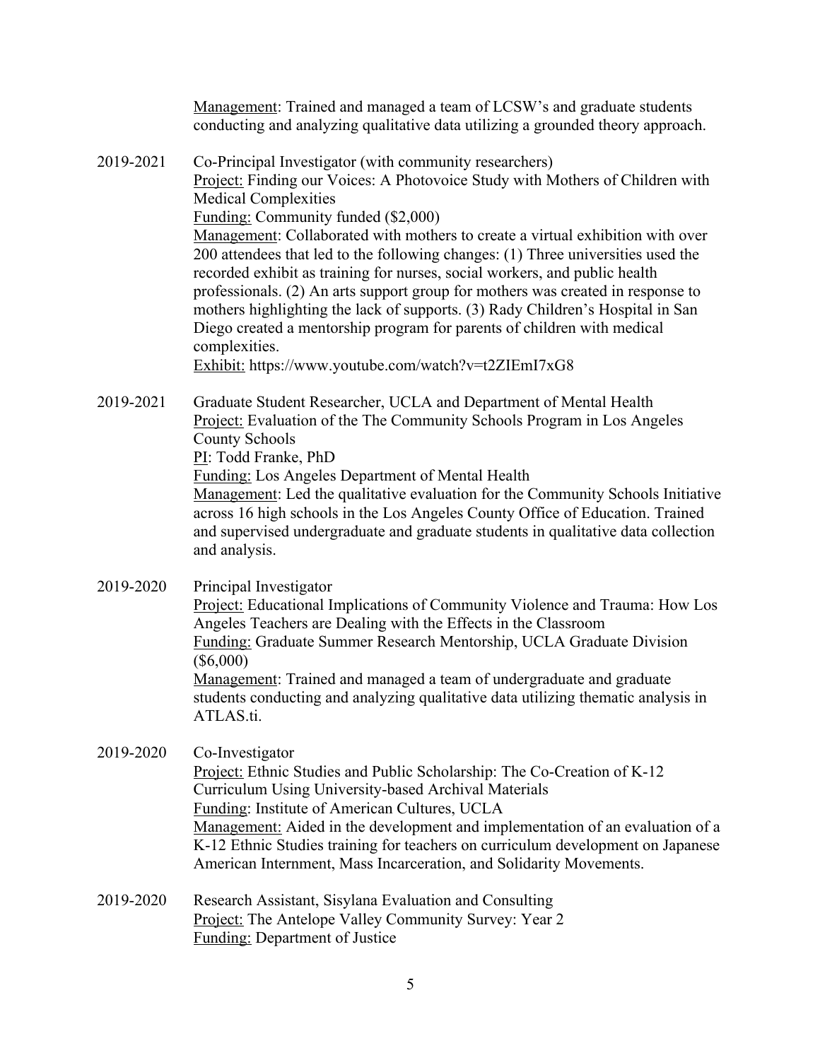Management: Trained and managed a team of LCSW's and graduate students conducting and analyzing qualitative data utilizing a grounded theory approach.

2019-2021 Co-Principal Investigator (with community researchers)
Project: Finding our Voices: A Photovoice Study with Mothers of Children with Medical Complexities
Funding: Community funded ($2,000)
Management: Collaborated with mothers to create a virtual exhibition with over 200 attendees that led to the following changes: (1) Three universities used the recorded exhibit as training for nurses, social workers, and public health professionals. (2) An arts support group for mothers was created in response to mothers highlighting the lack of supports. (3) Rady Children's Hospital in San Diego created a mentorship program for parents of children with medical complexities.
Exhibit: https://www.youtube.com/watch?v=t2ZIEmI7xG8

2019-2021 Graduate Student Researcher, UCLA and Department of Mental Health
Project: Evaluation of the The Community Schools Program in Los Angeles County Schools
PI: Todd Franke, PhD
Funding: Los Angeles Department of Mental Health
Management: Led the qualitative evaluation for the Community Schools Initiative across 16 high schools in the Los Angeles County Office of Education. Trained and supervised undergraduate and graduate students in qualitative data collection and analysis.

2019-2020 Principal Investigator
Project: Educational Implications of Community Violence and Trauma: How Los Angeles Teachers are Dealing with the Effects in the Classroom
Funding: Graduate Summer Research Mentorship, UCLA Graduate Division ($6,000)
Management: Trained and managed a team of undergraduate and graduate students conducting and analyzing qualitative data utilizing thematic analysis in ATLAS.ti.

2019-2020 Co-Investigator
Project: Ethnic Studies and Public Scholarship: The Co-Creation of K-12 Curriculum Using University-based Archival Materials
Funding: Institute of American Cultures, UCLA
Management: Aided in the development and implementation of an evaluation of a K-12 Ethnic Studies training for teachers on curriculum development on Japanese American Internment, Mass Incarceration, and Solidarity Movements.

2019-2020 Research Assistant, Sisylana Evaluation and Consulting
Project: The Antelope Valley Community Survey: Year 2
Funding: Department of Justice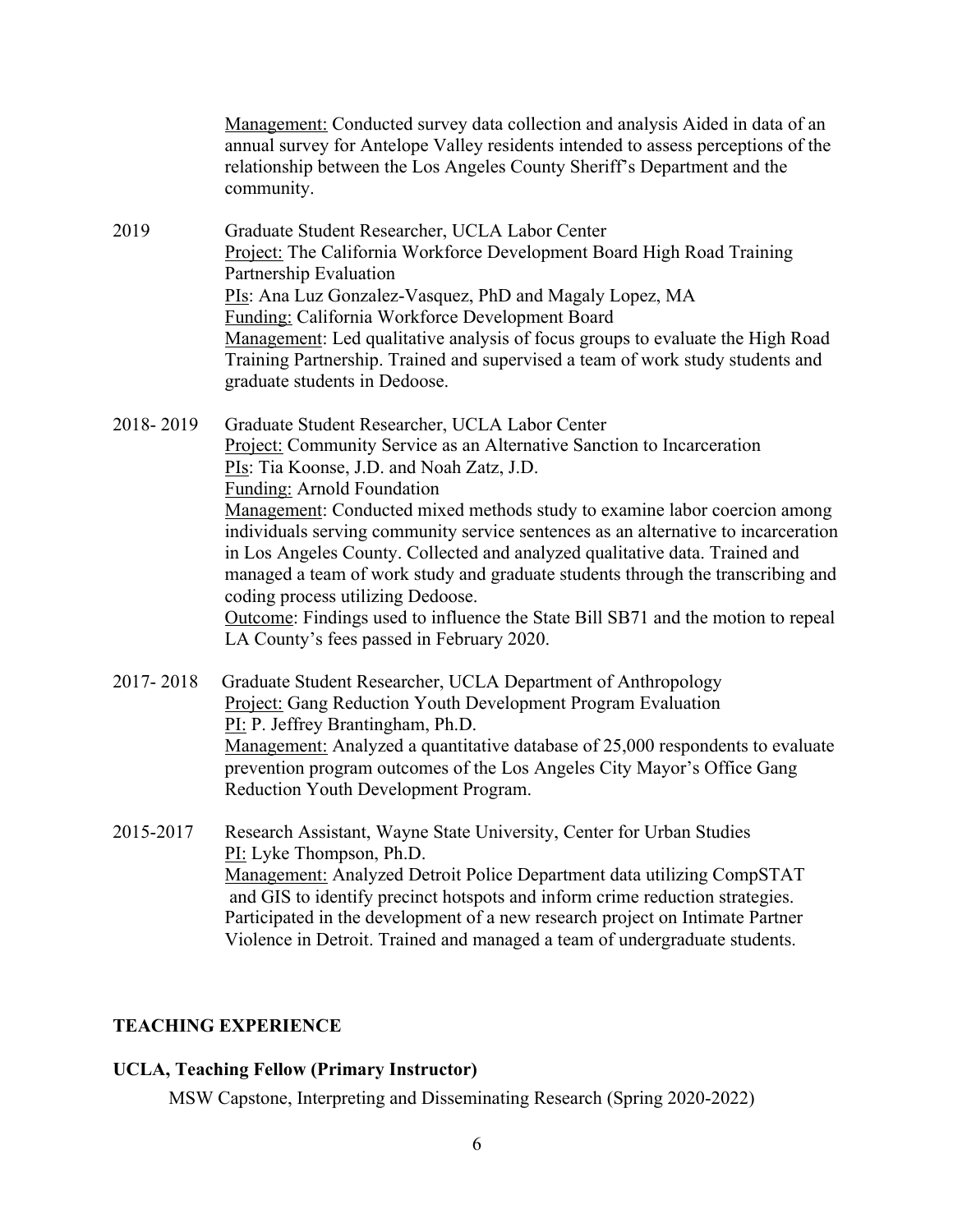Management: Conducted survey data collection and analysis Aided in data of an annual survey for Antelope Valley residents intended to assess perceptions of the relationship between the Los Angeles County Sheriff's Department and the community.

2019 Graduate Student Researcher, UCLA Labor Center
Project: The California Workforce Development Board High Road Training Partnership Evaluation
PIs: Ana Luz Gonzalez-Vasquez, PhD and Magaly Lopez, MA
Funding: California Workforce Development Board
Management: Led qualitative analysis of focus groups to evaluate the High Road Training Partnership. Trained and supervised a team of work study students and graduate students in Dedoose.

2018- 2019 Graduate Student Researcher, UCLA Labor Center
Project: Community Service as an Alternative Sanction to Incarceration
PIs: Tia Koonse, J.D. and Noah Zatz, J.D.
Funding: Arnold Foundation
Management: Conducted mixed methods study to examine labor coercion among individuals serving community service sentences as an alternative to incarceration in Los Angeles County. Collected and analyzed qualitative data. Trained and managed a team of work study and graduate students through the transcribing and coding process utilizing Dedoose.
Outcome: Findings used to influence the State Bill SB71 and the motion to repeal LA County's fees passed in February 2020.

2017- 2018 Graduate Student Researcher, UCLA Department of Anthropology
Project: Gang Reduction Youth Development Program Evaluation
PI: P. Jeffrey Brantingham, Ph.D.
Management: Analyzed a quantitative database of 25,000 respondents to evaluate prevention program outcomes of the Los Angeles City Mayor's Office Gang Reduction Youth Development Program.

2015-2017 Research Assistant, Wayne State University, Center for Urban Studies
PI: Lyke Thompson, Ph.D.
Management: Analyzed Detroit Police Department data utilizing CompSTAT and GIS to identify precinct hotspots and inform crime reduction strategies. Participated in the development of a new research project on Intimate Partner Violence in Detroit. Trained and managed a team of undergraduate students.

## TEACHING EXPERIENCE

### UCLA, Teaching Fellow (Primary Instructor)

MSW Capstone, Interpreting and Disseminating Research (Spring 2020-2022)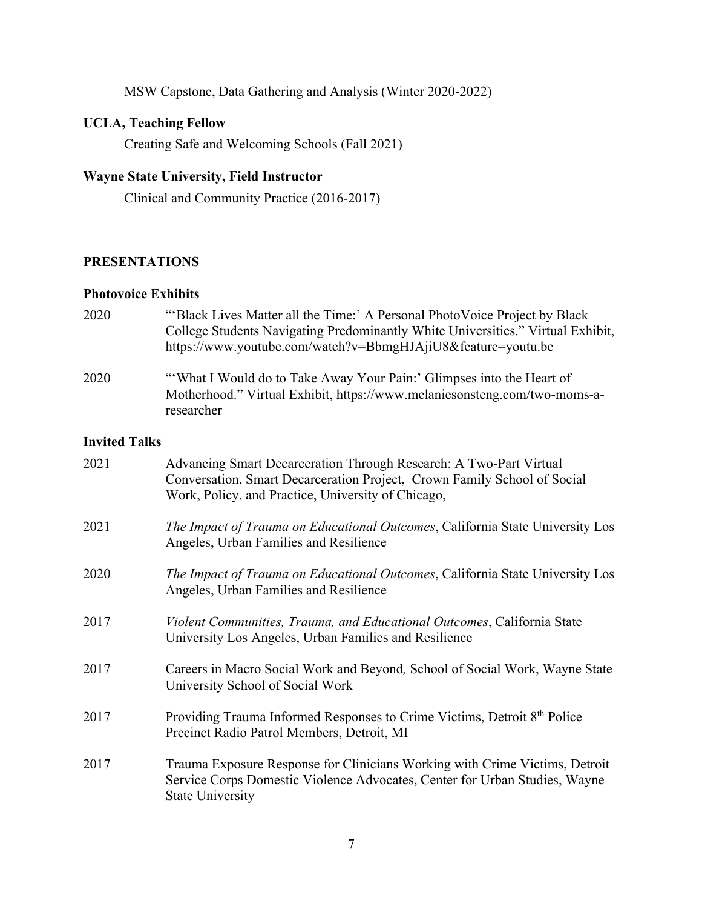MSW Capstone, Data Gathering and Analysis (Winter 2020-2022)

**UCLA, Teaching Fellow**

Creating Safe and Welcoming Schools (Fall 2021)

**Wayne State University, Field Instructor**

Clinical and Community Practice (2016-2017)

## PRESENTATIONS

### Photovoice Exhibits

2020 "'Black Lives Matter all the Time:' A Personal PhotoVoice Project by Black College Students Navigating Predominantly White Universities." Virtual Exhibit, https://www.youtube.com/watch?v=BbmgHJAjiU8&feature=youtu.be

2020 "'What I Would do to Take Away Your Pain:' Glimpses into the Heart of Motherhood." Virtual Exhibit, https://www.melaniesonsteng.com/two-moms-a-researcher

### Invited Talks

2021 Advancing Smart Decarceration Through Research: A Two-Part Virtual Conversation, Smart Decarceration Project, Crown Family School of Social Work, Policy, and Practice, University of Chicago,

2021 *The Impact of Trauma on Educational Outcomes*, California State University Los Angeles, Urban Families and Resilience

2020 *The Impact of Trauma on Educational Outcomes*, California State University Los Angeles, Urban Families and Resilience

2017 *Violent Communities, Trauma, and Educational Outcomes*, California State University Los Angeles, Urban Families and Resilience

2017 Careers in Macro Social Work and Beyond*,* School of Social Work, Wayne State University School of Social Work

2017 Providing Trauma Informed Responses to Crime Victims, Detroit 8th Police Precinct Radio Patrol Members, Detroit, MI

2017 Trauma Exposure Response for Clinicians Working with Crime Victims, Detroit Service Corps Domestic Violence Advocates, Center for Urban Studies, Wayne State University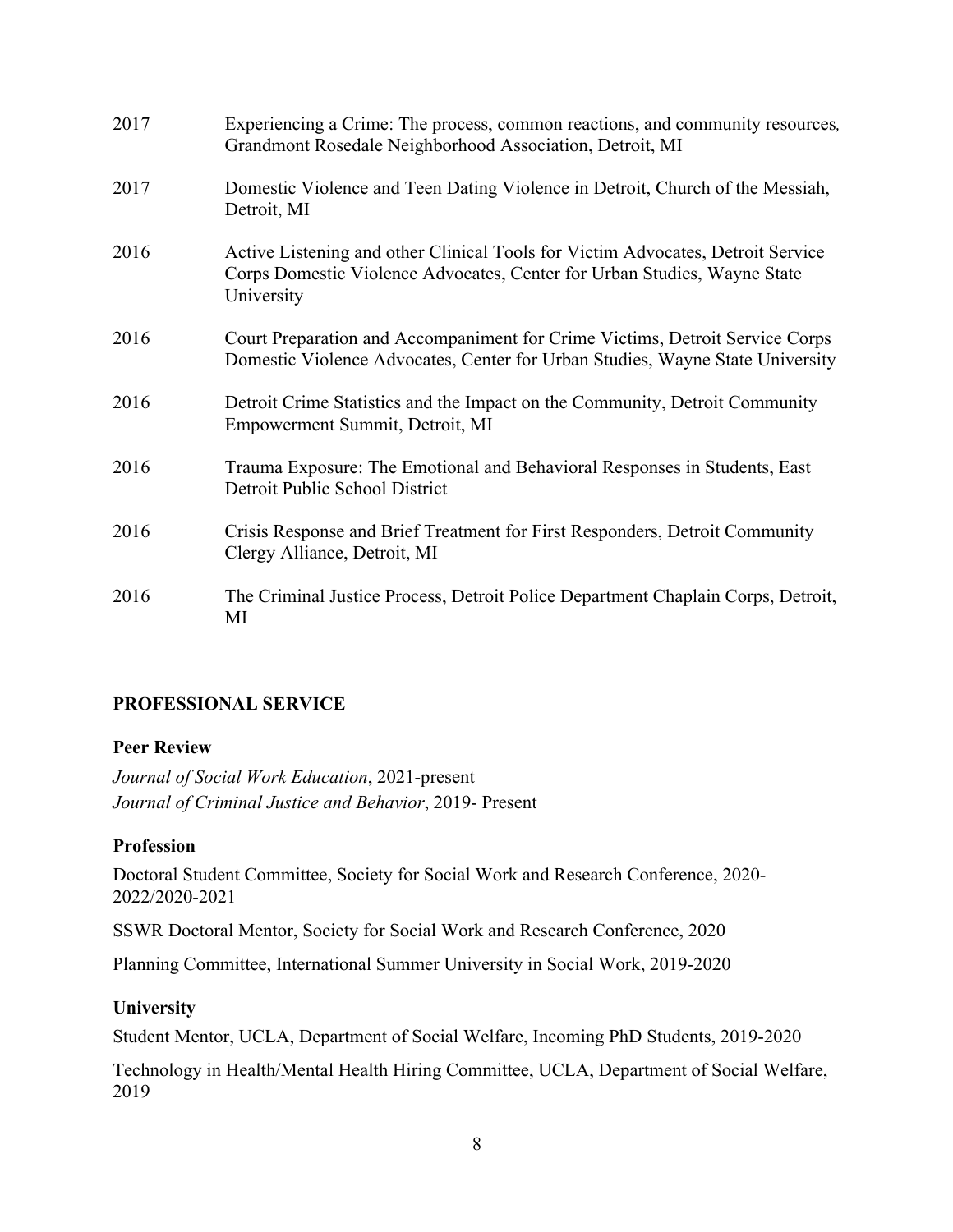2017 Experiencing a Crime: The process, common reactions, and community resources, Grandmont Rosedale Neighborhood Association, Detroit, MI

2017 Domestic Violence and Teen Dating Violence in Detroit, Church of the Messiah, Detroit, MI

2016 Active Listening and other Clinical Tools for Victim Advocates, Detroit Service Corps Domestic Violence Advocates, Center for Urban Studies, Wayne State University

2016 Court Preparation and Accompaniment for Crime Victims, Detroit Service Corps Domestic Violence Advocates, Center for Urban Studies, Wayne State University

2016 Detroit Crime Statistics and the Impact on the Community, Detroit Community Empowerment Summit, Detroit, MI

2016 Trauma Exposure: The Emotional and Behavioral Responses in Students, East Detroit Public School District

2016 Crisis Response and Brief Treatment for First Responders, Detroit Community Clergy Alliance, Detroit, MI

2016 The Criminal Justice Process, Detroit Police Department Chaplain Corps, Detroit, MI

## PROFESSIONAL SERVICE

### Peer Review

*Journal of Social Work Education*, 2021-present
*Journal of Criminal Justice and Behavior*, 2019- Present

### Profession

Doctoral Student Committee, Society for Social Work and Research Conference, 2020-2022/2020-2021

SSWR Doctoral Mentor, Society for Social Work and Research Conference, 2020

Planning Committee, International Summer University in Social Work, 2019-2020

### University

Student Mentor, UCLA, Department of Social Welfare, Incoming PhD Students, 2019-2020

Technology in Health/Mental Health Hiring Committee, UCLA, Department of Social Welfare, 2019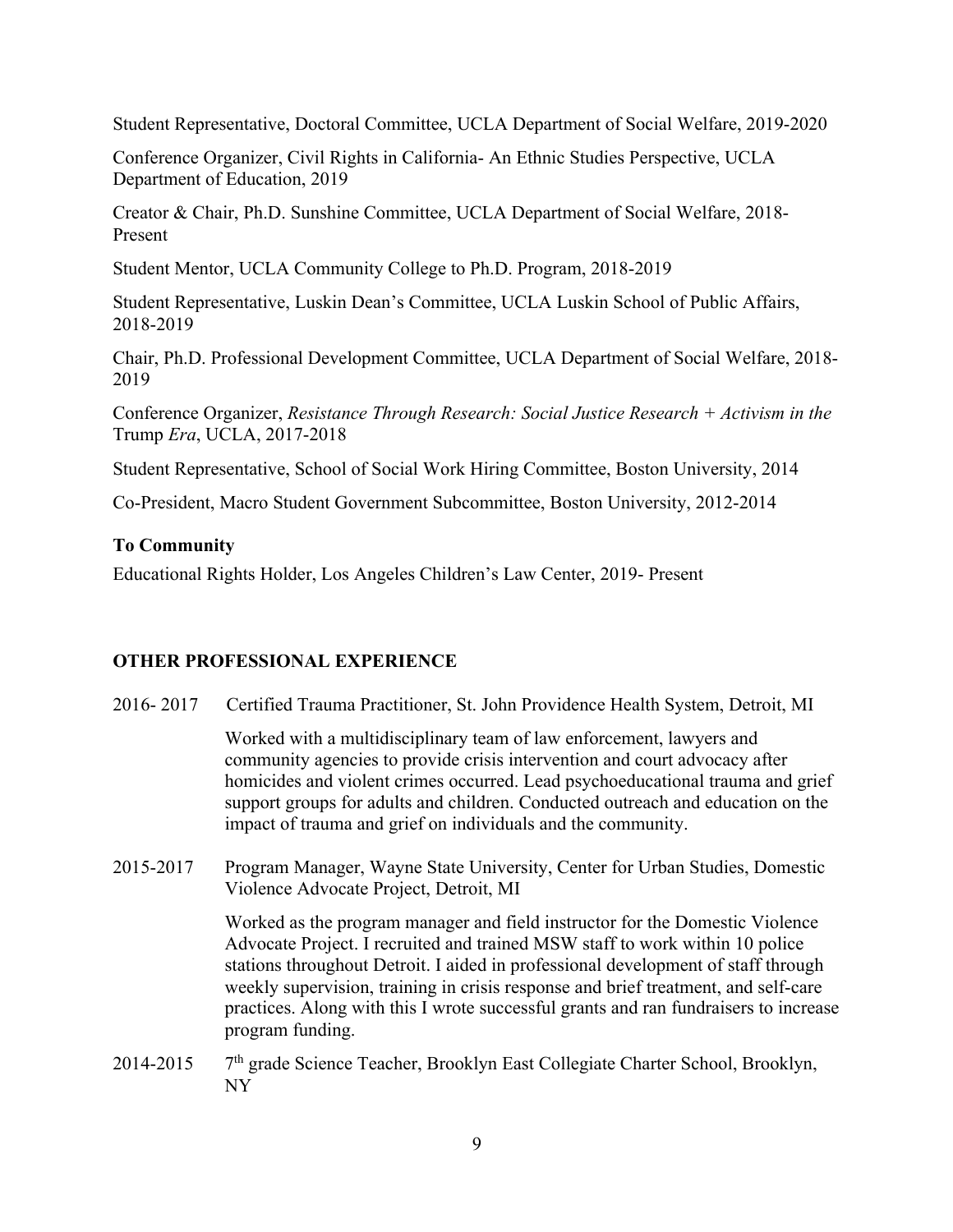Student Representative, Doctoral Committee, UCLA Department of Social Welfare, 2019-2020

Conference Organizer, Civil Rights in California- An Ethnic Studies Perspective, UCLA Department of Education, 2019

Creator & Chair, Ph.D. Sunshine Committee, UCLA Department of Social Welfare, 2018-Present

Student Mentor, UCLA Community College to Ph.D. Program, 2018-2019

Student Representative, Luskin Dean's Committee, UCLA Luskin School of Public Affairs, 2018-2019

Chair, Ph.D. Professional Development Committee, UCLA Department of Social Welfare, 2018-2019

Conference Organizer, *Resistance Through Research: Social Justice Research + Activism in the* Trump *Era*, UCLA, 2017-2018

Student Representative, School of Social Work Hiring Committee, Boston University, 2014

Co-President, Macro Student Government Subcommittee, Boston University, 2012-2014

**To Community**

Educational Rights Holder, Los Angeles Children's Law Center, 2019- Present

## OTHER PROFESSIONAL EXPERIENCE

2016- 2017 Certified Trauma Practitioner, St. John Providence Health System, Detroit, MI

Worked with a multidisciplinary team of law enforcement, lawyers and community agencies to provide crisis intervention and court advocacy after homicides and violent crimes occurred. Lead psychoeducational trauma and grief support groups for adults and children. Conducted outreach and education on the impact of trauma and grief on individuals and the community.

2015-2017 Program Manager, Wayne State University, Center for Urban Studies, Domestic Violence Advocate Project, Detroit, MI

Worked as the program manager and field instructor for the Domestic Violence Advocate Project. I recruited and trained MSW staff to work within 10 police stations throughout Detroit. I aided in professional development of staff through weekly supervision, training in crisis response and brief treatment, and self-care practices. Along with this I wrote successful grants and ran fundraisers to increase program funding.

2014-2015 7th grade Science Teacher, Brooklyn East Collegiate Charter School, Brooklyn, NY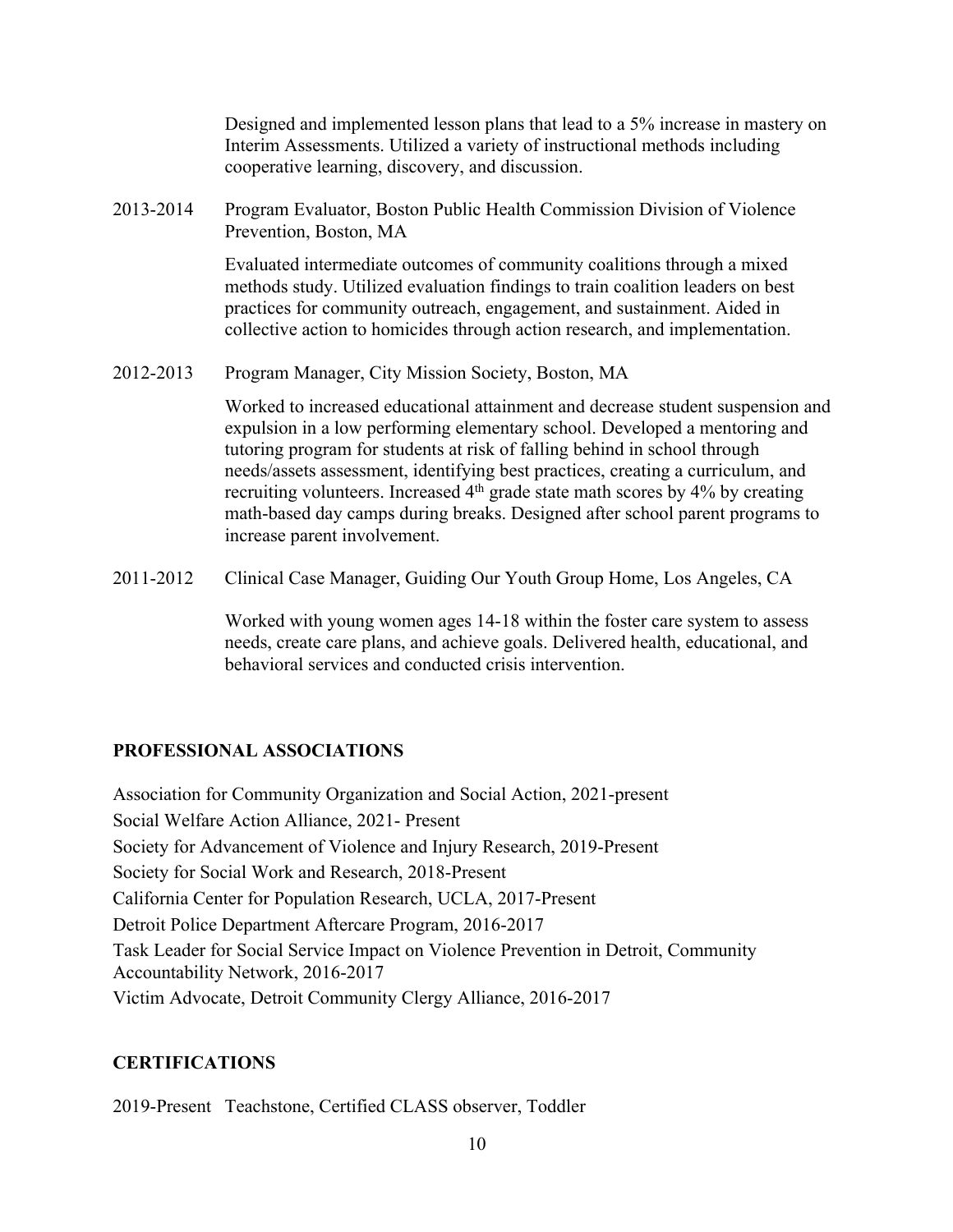Designed and implemented lesson plans that lead to a 5% increase in mastery on Interim Assessments. Utilized a variety of instructional methods including cooperative learning, discovery, and discussion.

2013-2014 Program Evaluator, Boston Public Health Commission Division of Violence Prevention, Boston, MA

Evaluated intermediate outcomes of community coalitions through a mixed methods study. Utilized evaluation findings to train coalition leaders on best practices for community outreach, engagement, and sustainment. Aided in collective action to homicides through action research, and implementation.

2012-2013 Program Manager, City Mission Society, Boston, MA

Worked to increased educational attainment and decrease student suspension and expulsion in a low performing elementary school. Developed a mentoring and tutoring program for students at risk of falling behind in school through needs/assets assessment, identifying best practices, creating a curriculum, and recruiting volunteers. Increased 4th grade state math scores by 4% by creating math-based day camps during breaks. Designed after school parent programs to increase parent involvement.

2011-2012 Clinical Case Manager, Guiding Our Youth Group Home, Los Angeles, CA

Worked with young women ages 14-18 within the foster care system to assess needs, create care plans, and achieve goals. Delivered health, educational, and behavioral services and conducted crisis intervention.

## PROFESSIONAL ASSOCIATIONS

Association for Community Organization and Social Action, 2021-present
Social Welfare Action Alliance, 2021- Present
Society for Advancement of Violence and Injury Research, 2019-Present
Society for Social Work and Research, 2018-Present
California Center for Population Research, UCLA, 2017-Present
Detroit Police Department Aftercare Program, 2016-2017
Task Leader for Social Service Impact on Violence Prevention in Detroit, Community Accountability Network, 2016-2017
Victim Advocate, Detroit Community Clergy Alliance, 2016-2017

## CERTIFICATIONS

2019-Present Teachstone, Certified CLASS observer, Toddler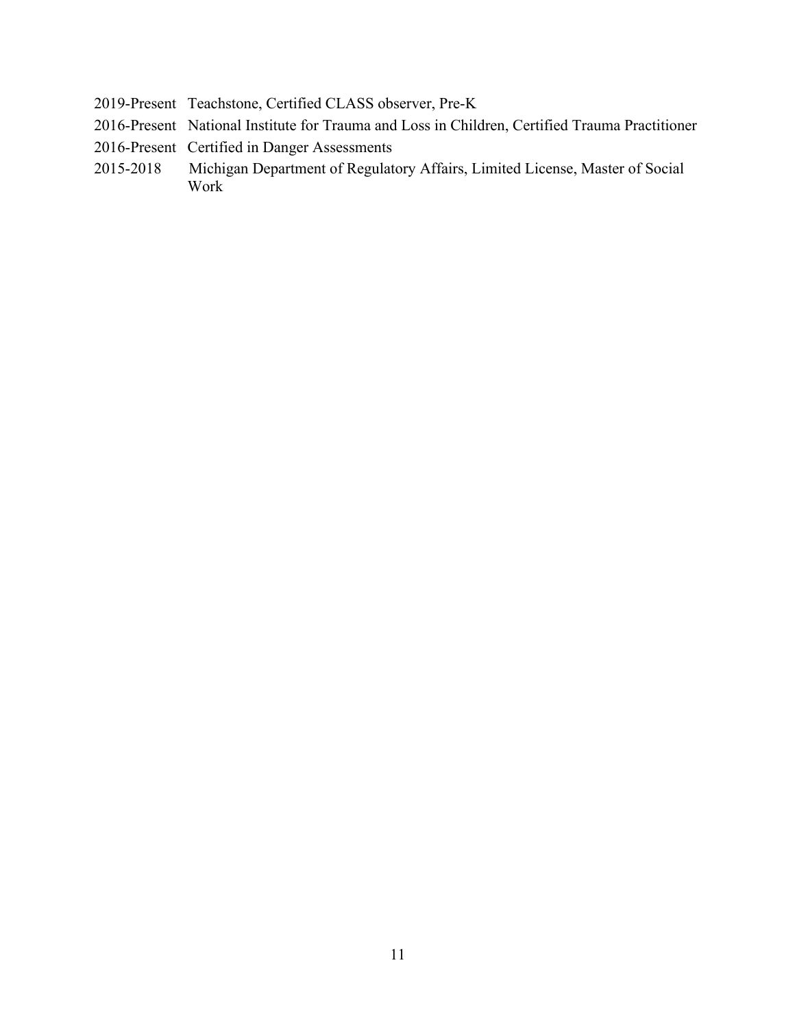2019-Present Teachstone, Certified CLASS observer, Pre-K

2016-Present National Institute for Trauma and Loss in Children, Certified Trauma Practitioner

2016-Present Certified in Danger Assessments

2015-2018 Michigan Department of Regulatory Affairs, Limited License, Master of Social Work